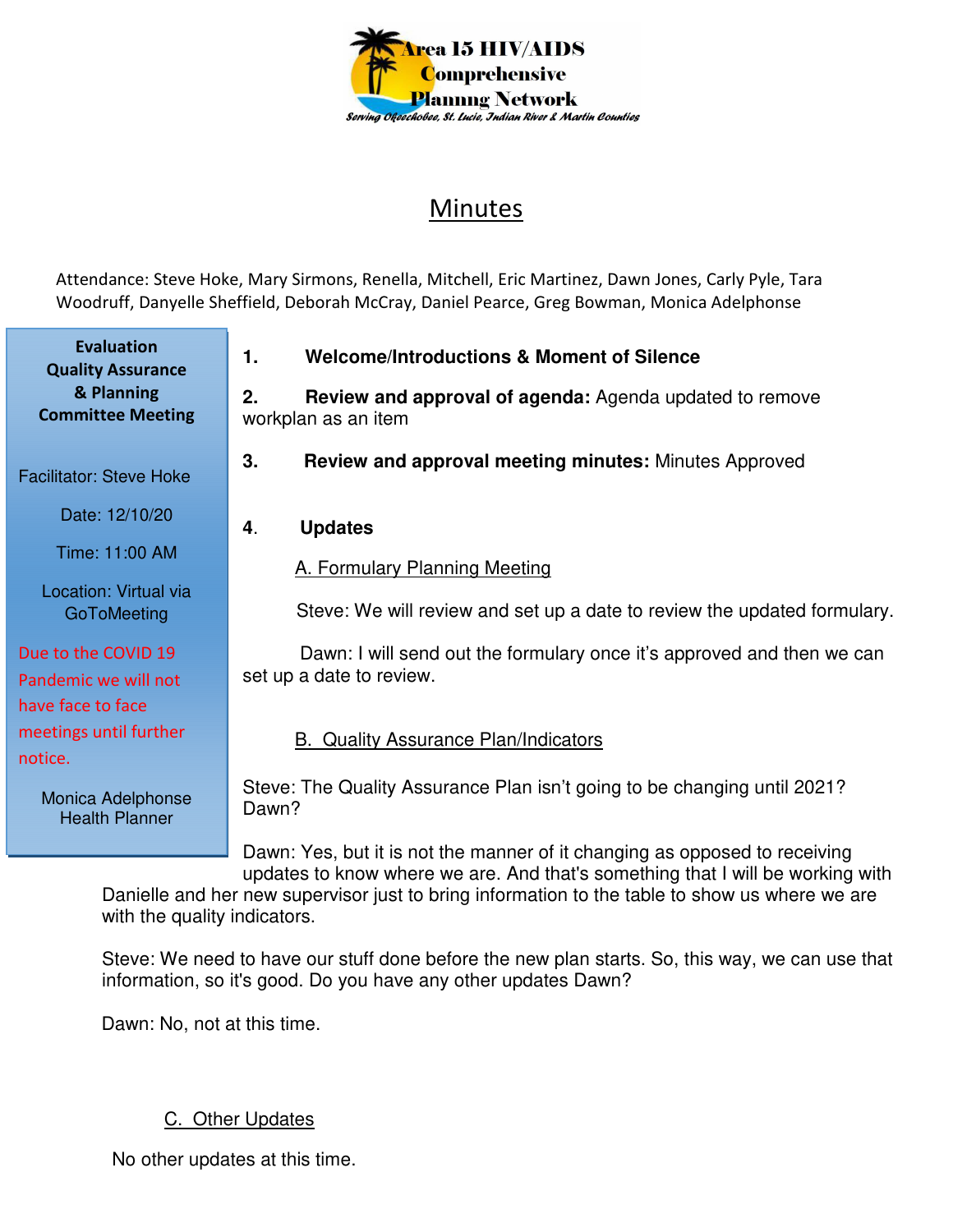Area 15 HIV/AIDS Comprehensive Planning Network

*Serving Okeechobee, St. Lucie, Indian River & Martin Counties*

# Minutes

Attendance: Steve Hoke, Mary Sirmons, Renella, Mitchell, Eric Martinez, Dawn Jones, Carly Pyle, Tara Woodruff, Danyelle Sheffield, Deborah McCray, Daniel Pearce, Greg Bowman, Monica Adelphonse

**Evaluation Quality Assurance & Planning Committee Meeting**

Facilitator: Steve Hoke

Date: 12/10/20

Time: 11:00 AM

Location: Virtual via GoToMeeting

Due to the COVID 19 Pandemic we will not have face to face meetings until further notice.

Monica Adelphonse
Health Planner

1. **Welcome/Introductions & Moment of Silence**

2. **Review and approval of agenda:** Agenda updated to remove workplan as an item

3. **Review and approval meeting minutes:** Minutes Approved

4. **Updates**

A. Formulary Planning Meeting

Steve: We will review and set up a date to review the updated formulary.

Dawn: I will send out the formulary once it's approved and then we can set up a date to review.

B. Quality Assurance Plan/Indicators

Steve: The Quality Assurance Plan isn't going to be changing until 2021? Dawn?

Dawn: Yes, but it is not the manner of it changing as opposed to receiving updates to know where we are. And that's something that I will be working with Danielle and her new supervisor just to bring information to the table to show us where we are with the quality indicators.

Steve: We need to have our stuff done before the new plan starts. So, this way, we can use that information, so it's good. Do you have any other updates Dawn?

Dawn: No, not at this time.

C. Other Updates

No other updates at this time.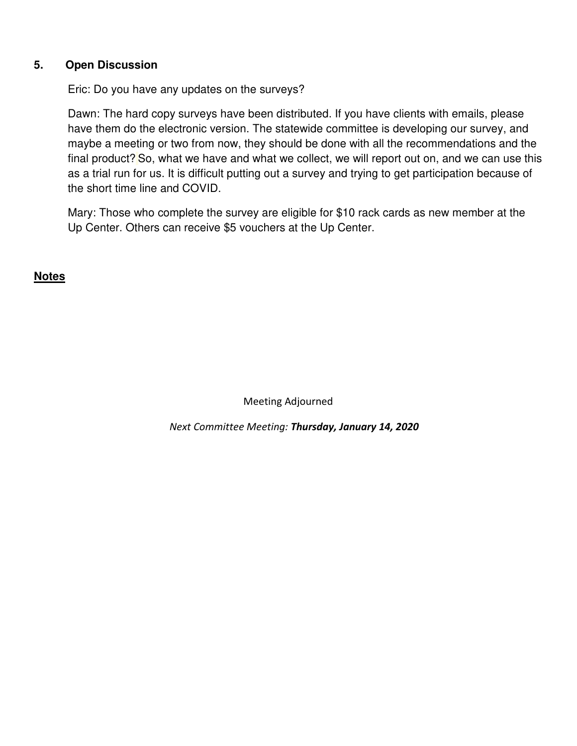### 5. Open Discussion

Eric: Do you have any updates on the surveys?

Dawn: The hard copy surveys have been distributed. If you have clients with emails, please have them do the electronic version. The statewide committee is developing our survey, and maybe a meeting or two from now, they should be done with all the recommendations and the final product? So, what we have and what we collect, we will report out on, and we can use this as a trial run for us. It is difficult putting out a survey and trying to get participation because of the short time line and COVID.

Mary: Those who complete the survey are eligible for $10 rack cards as new member at the Up Center. Others can receive $5 vouchers at the Up Center.

**<u>Notes</u>**

Meeting Adjourned

*Next Committee Meeting:* ***Thursday, January 14, 2020***